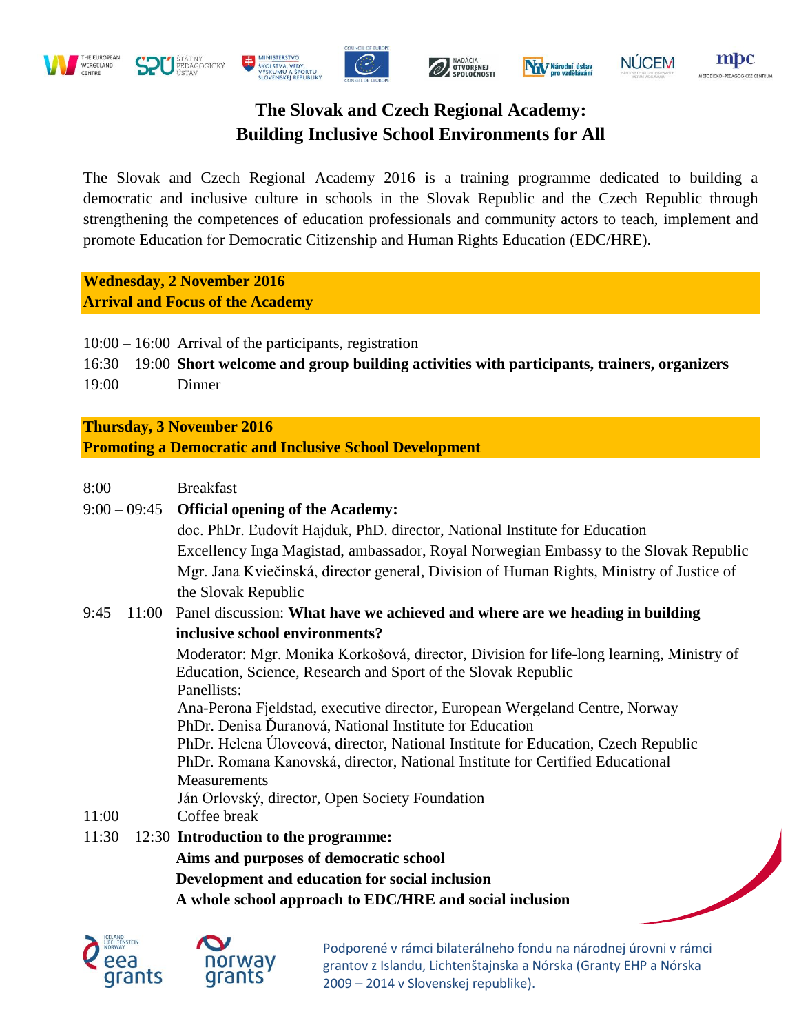# The Slovak and Czech Regional Academy:
# Building Inclusive School Environments for All

The Slovak and Czech Regional Academy 2016 is a training programme dedicated to building a democratic and inclusive culture in schools in the Slovak Republic and the Czech Republic through strengthening the competences of education professionals and community actors to teach, implement and promote Education for Democratic Citizenship and Human Rights Education (EDC/HRE).

## Wednesday, 2 November 2016
## Arrival and Focus of the Academy

10:00 – 16:00 Arrival of the participants, registration

16:30 – 19:00 **Short welcome and group building activities with participants, trainers, organizers**

19:00 Dinner

## Thursday, 3 November 2016
## Promoting a Democratic and Inclusive School Development

8:00 Breakfast

9:00 – 09:45 **Official opening of the Academy:**

doc. PhDr. Ľudovít Hajduk, PhD. director, National Institute for Education

Excellency Inga Magistad, ambassador, Royal Norwegian Embassy to the Slovak Republic

Mgr. Jana Kviečinská, director general, Division of Human Rights, Ministry of Justice of the Slovak Republic

9:45 – 11:00 Panel discussion: **What have we achieved and where are we heading in building inclusive school environments?**

Moderator: Mgr. Monika Korkošová, director, Division for life-long learning, Ministry of Education, Science, Research and Sport of the Slovak Republic

Panellists:

Ana-Perona Fjeldstad, executive director, European Wergeland Centre, Norway

PhDr. Denisa Ďuranová, National Institute for Education

PhDr. Helena Úlovcová, director, National Institute for Education, Czech Republic

PhDr. Romana Kanovská, director, National Institute for Certified Educational Measurements

Ján Orlovský, director, Open Society Foundation

11:00 Coffee break

11:30 – 12:30 **Introduction to the programme:**

**Aims and purposes of democratic school**

**Development and education for social inclusion**

**A whole school approach to EDC/HRE and social inclusion**

Podporené v rámci bilaterálneho fondu na národnej úrovni v rámci grantov z Islandu, Lichtenštajnska a Nórska (Granty EHP a Nórska 2009 – 2014 v Slovenskej republike).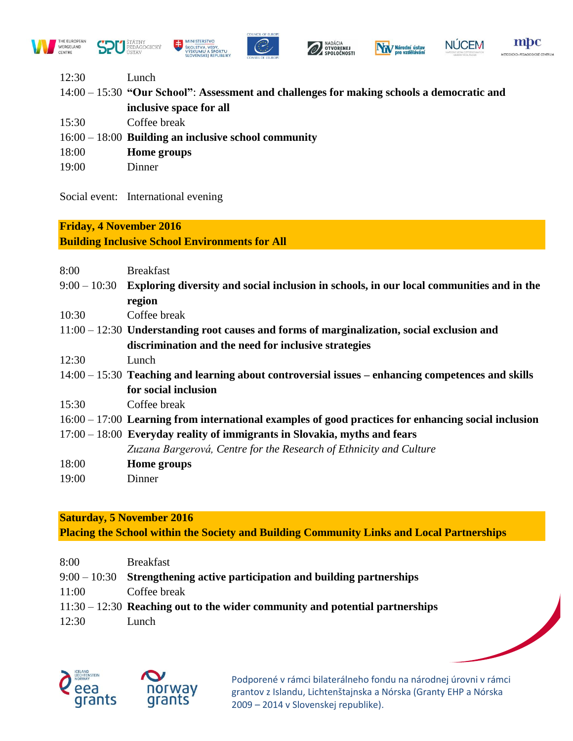| | |
|---|---|
| 12:30 | Lunch |
| 14:00 – 15:30 | **"Our School": Assessment and challenges for making schools a democratic and inclusive space for all** |
| 15:30 | Coffee break |
| 16:00 – 18:00 | **Building an inclusive school community** |
| 18:00 | **Home groups** |
| 19:00 | Dinner |

Social event: International evening

## Friday, 4 November 2016
## Building Inclusive School Environments for All

| | |
|---|---|
| 8:00 | Breakfast |
| 9:00 – 10:30 | **Exploring diversity and social inclusion in schools, in our local communities and in the region** |
| 10:30 | Coffee break |
| 11:00 – 12:30 | **Understanding root causes and forms of marginalization, social exclusion and discrimination and the need for inclusive strategies** |
| 12:30 | Lunch |
| 14:00 – 15:30 | **Teaching and learning about controversial issues – enhancing competences and skills for social inclusion** |
| 15:30 | Coffee break |
| 16:00 – 17:00 | **Learning from international examples of good practices for enhancing social inclusion** |
| 17:00 – 18:00 | **Everyday reality of immigrants in Slovakia, myths and fears** *Zuzana Bargerová, Centre for the Research of Ethnicity and Culture* |
| 18:00 | **Home groups** |
| 19:00 | Dinner |

## Saturday, 5 November 2016
## Placing the School within the Society and Building Community Links and Local Partnerships

| | |
|---|---|
| 8:00 | Breakfast |
| 9:00 – 10:30 | **Strengthening active participation and building partnerships** |
| 11:00 | Coffee break |
| 11:30 – 12:30 | **Reaching out to the wider community and potential partnerships** |
| 12:30 | Lunch |

Podporené v rámci bilaterálneho fondu na národnej úrovni v rámci grantov z Islandu, Lichtenštajnska a Nórska (Granty EHP a Nórska 2009 – 2014 v Slovenskej republike).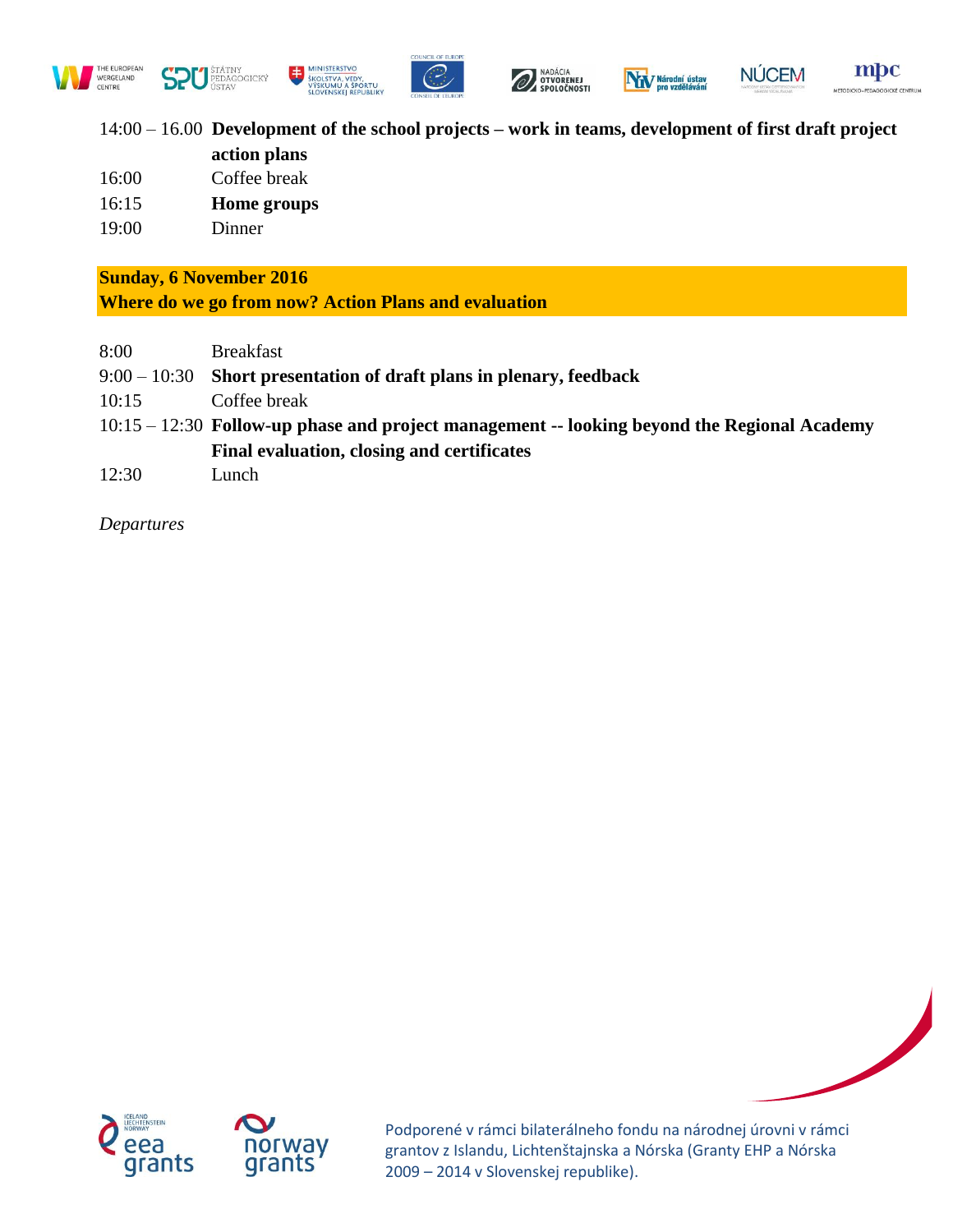| | |
|---|---|
| 14:00 – 16.00 | **Development of the school projects – work in teams, development of first draft project action plans** |
| 16:00 | Coffee break |
| 16:15 | **Home groups** |
| 19:00 | Dinner |

**Sunday, 6 November 2016**
**Where do we go from now? Action Plans and evaluation**

| | |
|---|---|
| 8:00 | Breakfast |
| 9:00 – 10:30 | **Short presentation of draft plans in plenary, feedback** |
| 10:15 | Coffee break |
| 10:15 – 12:30 | **Follow-up phase and project management -- looking beyond the Regional Academy** **Final evaluation, closing and certificates** |
| 12:30 | Lunch |

*Departures*

Podporené v rámci bilaterálneho fondu na národnej úrovni v rámci grantov z Islandu, Lichtenštajnska a Nórska (Granty EHP a Nórska 2009 – 2014 v Slovenskej republike).